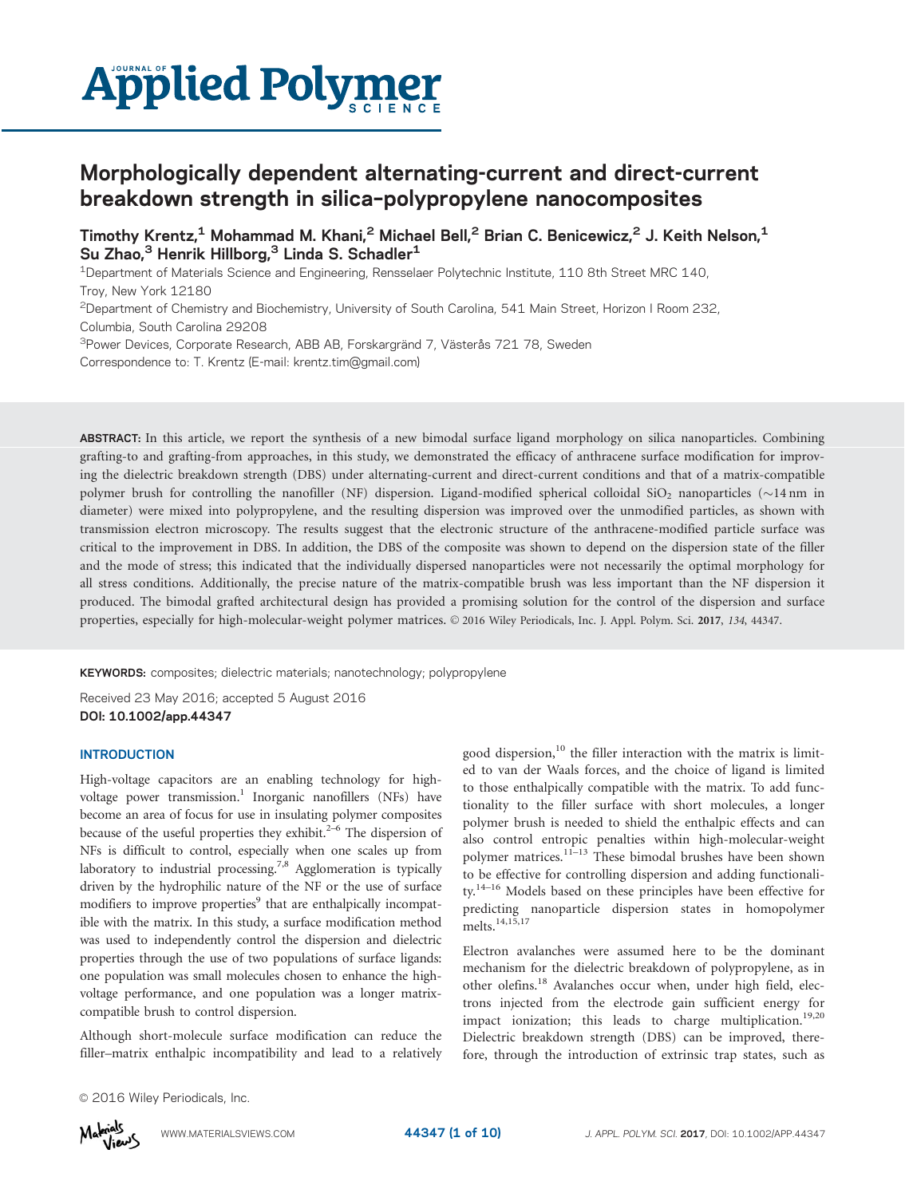# Morphologically dependent alternating-current and direct-current breakdown strength in silica–polypropylene nanocomposites

Timothy Krentz,[1] Mohammad M. Khani,[2] Michael Bell,[2] Brian C. Benicewicz,[2] J. Keith Nelson,[1] Su Zhao,[3] Henrik Hillborg,[3] Linda S. Schadler[1]

[1]Department of Materials Science and Engineering, Rensselaer Polytechnic Institute, 110 8th Street MRC 140, Troy, New York 12180

[2]Department of Chemistry and Biochemistry, University of South Carolina, 541 Main Street, Horizon I Room 232, Columbia, South Carolina 29208

[3]Power Devices, Corporate Research, ABB AB, Forskargränd 7, Västerås 721 78, Sweden

Correspondence to: T. Krentz (E-mail: krentz.tim@gmail.com)

**ABSTRACT:** In this article, we report the synthesis of a new bimodal surface ligand morphology on silica nanoparticles. Combining grafting-to and grafting-from approaches, in this study, we demonstrated the efficacy of anthracene surface modification for improving the dielectric breakdown strength (DBS) under alternating-current and direct-current conditions and that of a matrix-compatible polymer brush for controlling the nanofiller (NF) dispersion. Ligand-modified spherical colloidal $SiO_2$ nanoparticles (~14 nm in diameter) were mixed into polypropylene, and the resulting dispersion was improved over the unmodified particles, as shown with transmission electron microscopy. The results suggest that the electronic structure of the anthracene-modified particle surface was critical to the improvement in DBS. In addition, the DBS of the composite was shown to depend on the dispersion state of the filler and the mode of stress; this indicated that the individually dispersed nanoparticles were not necessarily the optimal morphology for all stress conditions. Additionally, the precise nature of the matrix-compatible brush was less important than the NF dispersion it produced. The bimodal grafted architectural design has provided a promising solution for the control of the dispersion and surface properties, especially for high-molecular-weight polymer matrices. © 2016 Wiley Periodicals, Inc. J. Appl. Polym. Sci. **2017**, *134*, 44347.

**KEYWORDS:** composites; dielectric materials; nanotechnology; polypropylene

Received 23 May 2016; accepted 5 August 2016

**DOI: 10.1002/app.44347**

## INTRODUCTION

High-voltage capacitors are an enabling technology for high-voltage power transmission.[1] Inorganic nanofillers (NFs) have become an area of focus for use in insulating polymer composites because of the useful properties they exhibit.[2–6] The dispersion of NFs is difficult to control, especially when one scales up from laboratory to industrial processing.[7,8] Agglomeration is typically driven by the hydrophilic nature of the NF or the use of surface modifiers to improve properties[9] that are enthalpically incompatible with the matrix. In this study, a surface modification method was used to independently control the dispersion and dielectric properties through the use of two populations of surface ligands: one population was small molecules chosen to enhance the high-voltage performance, and one population was a longer matrix-compatible brush to control dispersion.

Although short-molecule surface modification can reduce the filler–matrix enthalpic incompatibility and lead to a relatively good dispersion,[10] the filler interaction with the matrix is limited to van der Waals forces, and the choice of ligand is limited to those enthalpically compatible with the matrix. To add functionality to the filler surface with short molecules, a longer polymer brush is needed to shield the enthalpic effects and can also control entropic penalties within high-molecular-weight polymer matrices.[11–13] These bimodal brushes have been shown to be effective for controlling dispersion and adding functionality.[14–16] Models based on these principles have been effective for predicting nanoparticle dispersion states in homopolymer melts.[14,15,17]

Electron avalanches were assumed here to be the dominant mechanism for the dielectric breakdown of polypropylene, as in other olefins.[18] Avalanches occur when, under high field, electrons injected from the electrode gain sufficient energy for impact ionization; this leads to charge multiplication.[19,20] Dielectric breakdown strength (DBS) can be improved, therefore, through the introduction of extrinsic trap states, such as

© 2016 Wiley Periodicals, Inc.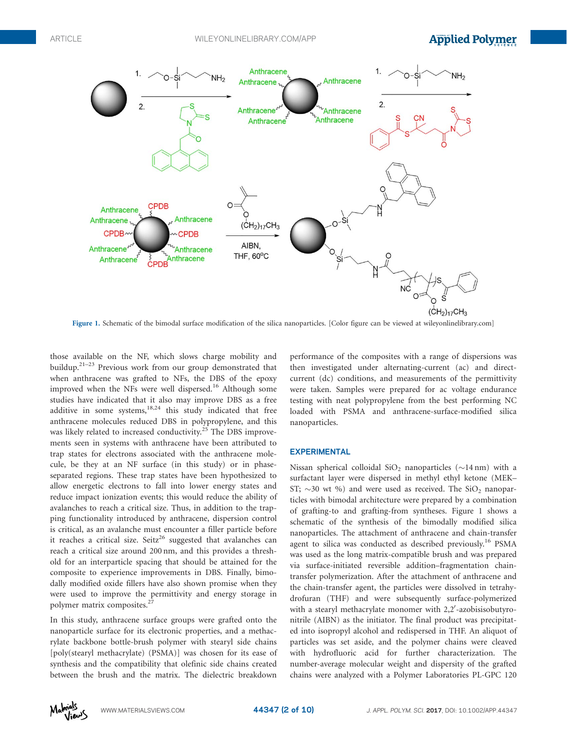Figure 1. Schematic of the bimodal surface modification of the silica nanoparticles. [Color figure can be viewed at wileyonlinelibrary.com]

those available on the NF, which slows charge mobility and buildup.[21–23] Previous work from our group demonstrated that when anthracene was grafted to NFs, the DBS of the epoxy improved when the NFs were well dispersed.[16] Although some studies have indicated that it also may improve DBS as a free additive in some systems,[18,24] this study indicated that free anthracene molecules reduced DBS in polypropylene, and this was likely related to increased conductivity.[25] The DBS improvements seen in systems with anthracene have been attributed to trap states for electrons associated with the anthracene molecule, be they at an NF surface (in this study) or in phase-separated regions. These trap states have been hypothesized to allow energetic electrons to fall into lower energy states and reduce impact ionization events; this would reduce the ability of avalanches to reach a critical size. Thus, in addition to the trapping functionality introduced by anthracene, dispersion control is critical, as an avalanche must encounter a filler particle before it reaches a critical size. Seitz[26] suggested that avalanches can reach a critical size around 200 nm, and this provides a threshold for an interparticle spacing that should be attained for the composite to experience improvements in DBS. Finally, bimodally modified oxide fillers have also shown promise when they were used to improve the permittivity and energy storage in polymer matrix composites.[27]

In this study, anthracene surface groups were grafted onto the nanoparticle surface for its electronic properties, and a methacrylate backbone bottle-brush polymer with stearyl side chains [poly(stearyl methacrylate) (PSMA)] was chosen for its ease of synthesis and the compatibility that olefinic side chains created between the brush and the matrix. The dielectric breakdown performance of the composites with a range of dispersions was then investigated under alternating-current (ac) and direct-current (dc) conditions, and measurements of the permittivity were taken. Samples were prepared for ac voltage endurance testing with neat polypropylene from the best performing NC loaded with PSMA and anthracene-surface-modified silica nanoparticles.

## EXPERIMENTAL

Nissan spherical colloidal $SiO_2$ nanoparticles (~14 nm) with a surfactant layer were dispersed in methyl ethyl ketone (MEK–ST; ~30 wt %) and were used as received. The $SiO_2$ nanoparticles with bimodal architecture were prepared by a combination of grafting-to and grafting-from syntheses. Figure 1 shows a schematic of the synthesis of the bimodally modified silica nanoparticles. The attachment of anthracene and chain-transfer agent to silica was conducted as described previously.[16] PSMA was used as the long matrix-compatible brush and was prepared via surface-initiated reversible addition–fragmentation chain-transfer polymerization. After the attachment of anthracene and the chain-transfer agent, the particles were dissolved in tetrahydrofuran (THF) and were subsequently surface-polymerized with a stearyl methacrylate monomer with 2,2′-azobisisobutyronitrile (AIBN) as the initiator. The final product was precipitated into isopropyl alcohol and redispersed in THF. An aliquot of particles was set aside, and the polymer chains were cleaved with hydrofluoric acid for further characterization. The number-average molecular weight and dispersity of the grafted chains were analyzed with a Polymer Laboratories PL-GPC 120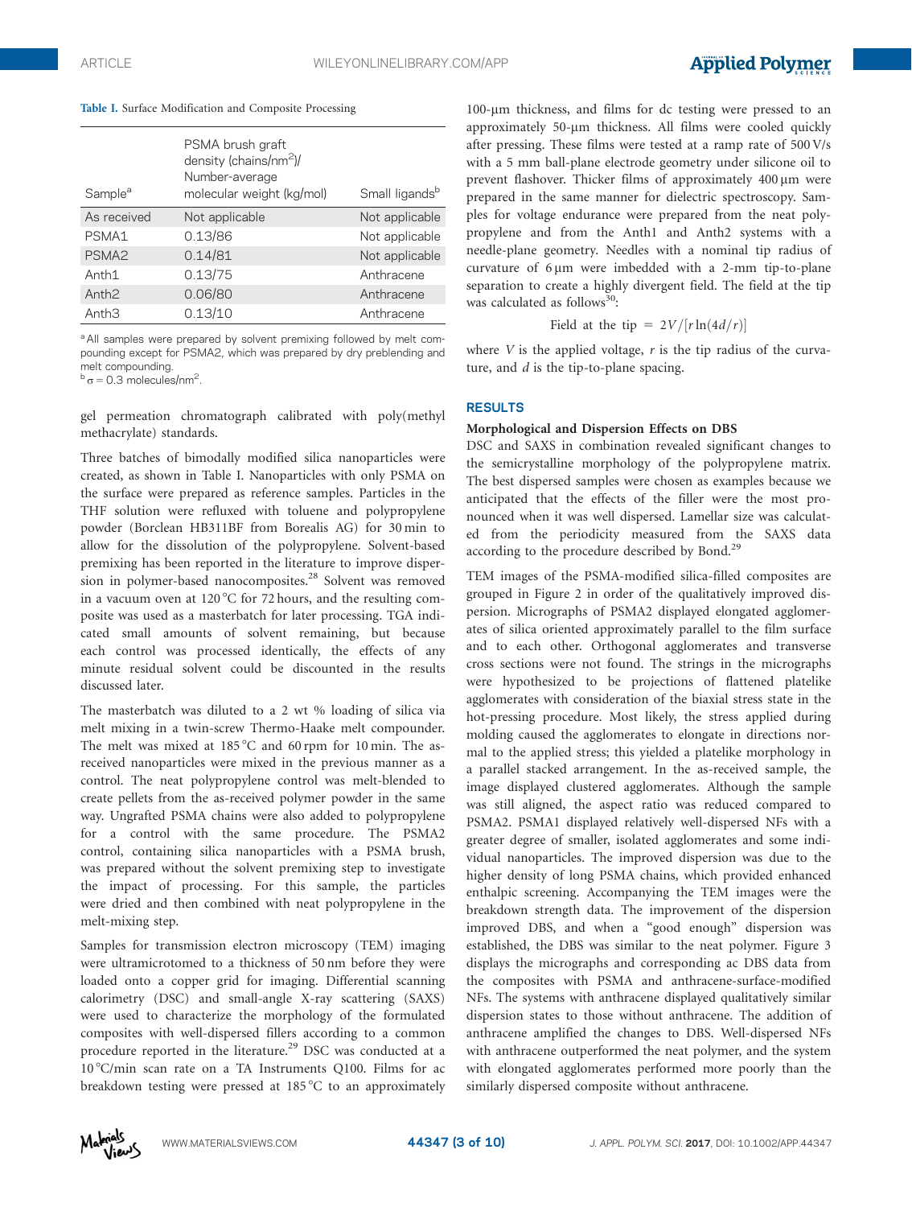Table I. Surface Modification and Composite Processing

| Sample[a] | PSMA brush graft density (chains/nm$^2$)/ Number-average molecular weight (kg/mol) | Small ligands[b] |
|---|---|---|
| As received | Not applicable | Not applicable |
| PSMA1 | 0.13/86 | Not applicable |
| PSMA2 | 0.14/81 | Not applicable |
| Anth1 | 0.13/75 | Anthracene |
| Anth2 | 0.06/80 | Anthracene |
| Anth3 | 0.13/10 | Anthracene |

[a] All samples were prepared by solvent premixing followed by melt compounding except for PSMA2, which was prepared by dry preblending and melt compounding.
[b] $\sigma = 0.3$ molecules/nm$^2$.

gel permeation chromatograph calibrated with poly(methyl methacrylate) standards.

Three batches of bimodally modified silica nanoparticles were created, as shown in Table I. Nanoparticles with only PSMA on the surface were prepared as reference samples. Particles in the THF solution were refluxed with toluene and polypropylene powder (Borclean HB311BF from Borealis AG) for 30 min to allow for the dissolution of the polypropylene. Solvent-based premixing has been reported in the literature to improve dispersion in polymer-based nanocomposites.[28] Solvent was removed in a vacuum oven at 120 °C for 72 hours, and the resulting composite was used as a masterbatch for later processing. TGA indicated small amounts of solvent remaining, but because each control was processed identically, the effects of any minute residual solvent could be discounted in the results discussed later.

The masterbatch was diluted to a 2 wt % loading of silica via melt mixing in a twin-screw Thermo-Haake melt compounder. The melt was mixed at 185 °C and 60 rpm for 10 min. The as-received nanoparticles were mixed in the previous manner as a control. The neat polypropylene control was melt-blended to create pellets from the as-received polymer powder in the same way. Ungrafted PSMA chains were also added to polypropylene for a control with the same procedure. The PSMA2 control, containing silica nanoparticles with a PSMA brush, was prepared without the solvent premixing step to investigate the impact of processing. For this sample, the particles were dried and then combined with neat polypropylene in the melt-mixing step.

Samples for transmission electron microscopy (TEM) imaging were ultramicrotomed to a thickness of 50 nm before they were loaded onto a copper grid for imaging. Differential scanning calorimetry (DSC) and small-angle X-ray scattering (SAXS) were used to characterize the morphology of the formulated composites with well-dispersed fillers according to a common procedure reported in the literature.[29] DSC was conducted at a 10 °C/min scan rate on a TA Instruments Q100. Films for ac breakdown testing were pressed at 185 °C to an approximately 100-μm thickness, and films for dc testing were pressed to an approximately 50-μm thickness. All films were cooled quickly after pressing. These films were tested at a ramp rate of 500 V/s with a 5 mm ball-plane electrode geometry under silicone oil to prevent flashover. Thicker films of approximately 400 μm were prepared in the same manner for dielectric spectroscopy. Samples for voltage endurance were prepared from the neat polypropylene and from the Anth1 and Anth2 systems with a needle-plane geometry. Needles with a nominal tip radius of curvature of 6 μm were imbedded with a 2-mm tip-to-plane separation to create a highly divergent field. The field at the tip was calculated as follows[30]:

$$\text{Field at the tip} = 2V/[r\ln(4d/r)]$$

where $V$ is the applied voltage, $r$ is the tip radius of the curvature, and $d$ is the tip-to-plane spacing.

## RESULTS

### Morphological and Dispersion Effects on DBS

DSC and SAXS in combination revealed significant changes to the semicrystalline morphology of the polypropylene matrix. The best dispersed samples were chosen as examples because we anticipated that the effects of the filler were the most pronounced when it was well dispersed. Lamellar size was calculated from the periodicity measured from the SAXS data according to the procedure described by Bond.[29]

TEM images of the PSMA-modified silica-filled composites are grouped in Figure 2 in order of the qualitatively improved dispersion. Micrographs of PSMA2 displayed elongated agglomerates of silica oriented approximately parallel to the film surface and to each other. Orthogonal agglomerates and transverse cross sections were not found. The strings in the micrographs were hypothesized to be projections of flattened platelike agglomerates with consideration of the biaxial stress state in the hot-pressing procedure. Most likely, the stress applied during molding caused the agglomerates to elongate in directions normal to the applied stress; this yielded a platelike morphology in a parallel stacked arrangement. In the as-received sample, the image displayed clustered agglomerates. Although the sample was still aligned, the aspect ratio was reduced compared to PSMA2. PSMA1 displayed relatively well-dispersed NFs with a greater degree of smaller, isolated agglomerates and some individual nanoparticles. The improved dispersion was due to the higher density of long PSMA chains, which provided enhanced enthalpic screening. Accompanying the TEM images were the breakdown strength data. The improvement of the dispersion improved DBS, and when a "good enough" dispersion was established, the DBS was similar to the neat polymer. Figure 3 displays the micrographs and corresponding ac DBS data from the composites with PSMA and anthracene-surface-modified NFs. The systems with anthracene displayed qualitatively similar dispersion states to those without anthracene. The addition of anthracene amplified the changes to DBS. Well-dispersed NFs with anthracene outperformed the neat polymer, and the system with elongated agglomerates performed more poorly than the similarly dispersed composite without anthracene.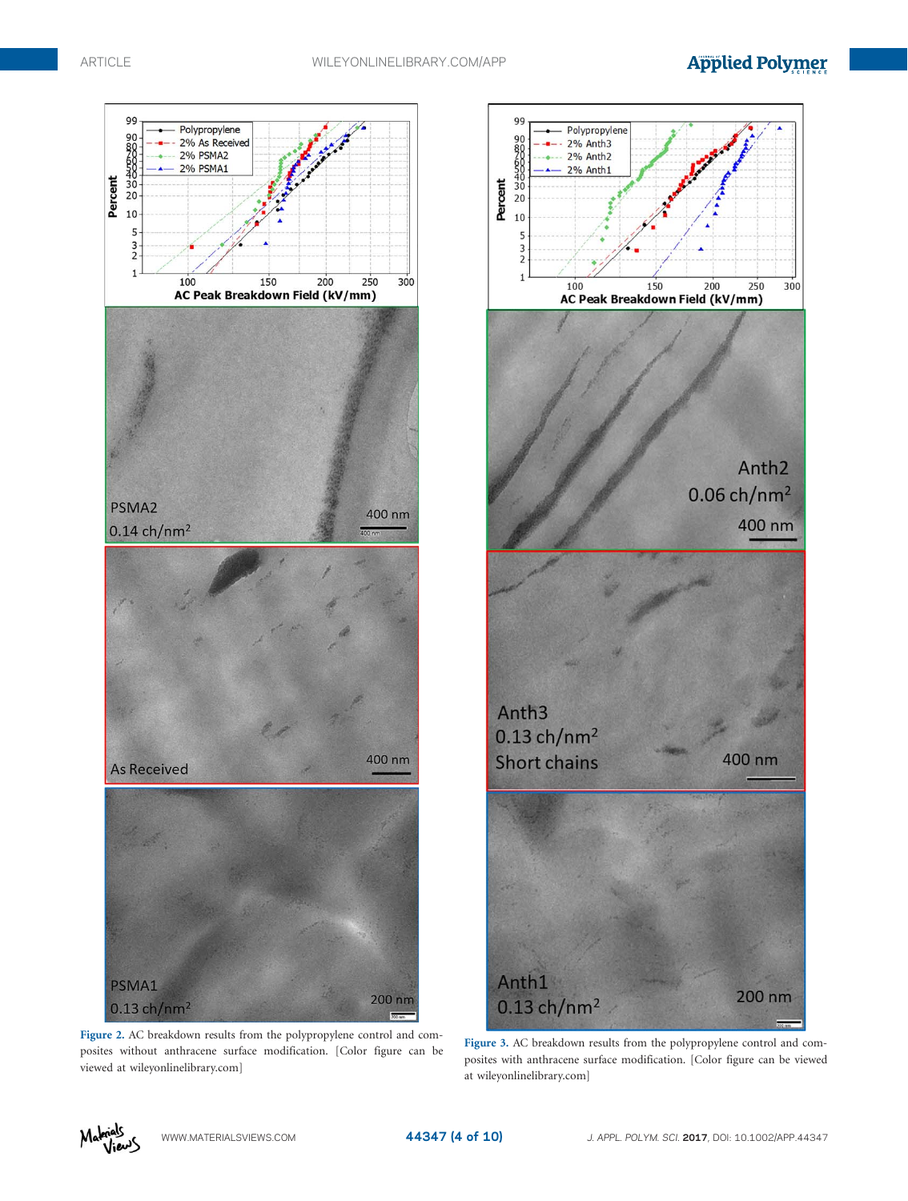Figure 2. AC breakdown results from the polypropylene control and composites without anthracene surface modification. [Color figure can be viewed at wileyonlinelibrary.com]

Figure 3. AC breakdown results from the polypropylene control and composites with anthracene surface modification. [Color figure can be viewed at wileyonlinelibrary.com]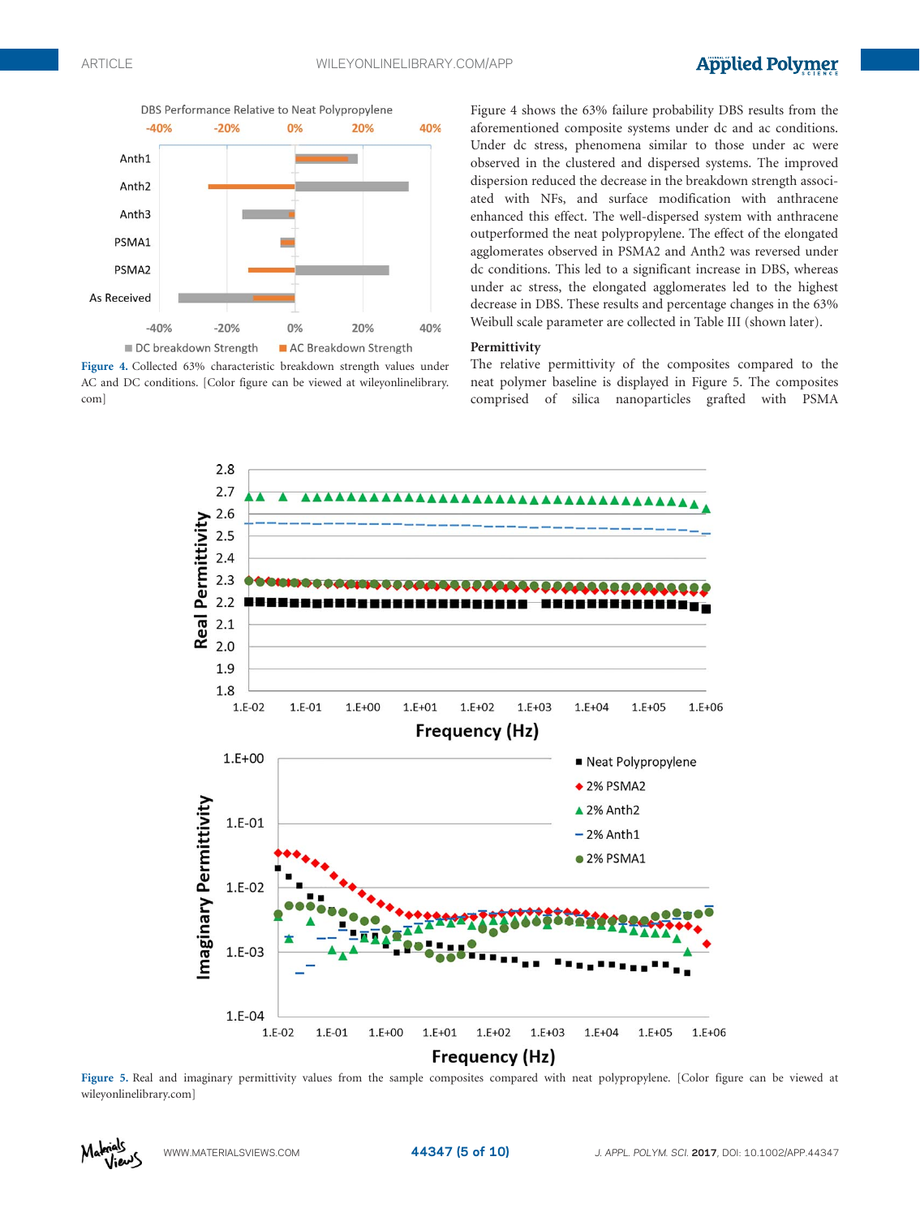Figure 4. Collected 63% characteristic breakdown strength values under AC and DC conditions. [Color figure can be viewed at wileyonlinelibrary.com]

Figure 4 shows the 63% failure probability DBS results from the aforementioned composite systems under dc and ac conditions. Under dc stress, phenomena similar to those under ac were observed in the clustered and dispersed systems. The improved dispersion reduced the decrease in the breakdown strength associated with NFs, and surface modification with anthracene enhanced this effect. The well-dispersed system with anthracene outperformed the neat polypropylene. The effect of the elongated agglomerates observed in PSMA2 and Anth2 was reversed under dc conditions. This led to a significant increase in DBS, whereas under ac stress, the elongated agglomerates led to the highest decrease in DBS. These results and percentage changes in the 63% Weibull scale parameter are collected in Table III (shown later).

### Permittivity

The relative permittivity of the composites compared to the neat polymer baseline is displayed in Figure 5. The composites comprised of silica nanoparticles grafted with PSMA

Figure 5. Real and imaginary permittivity values from the sample composites compared with neat polypropylene. [Color figure can be viewed at wileyonlinelibrary.com]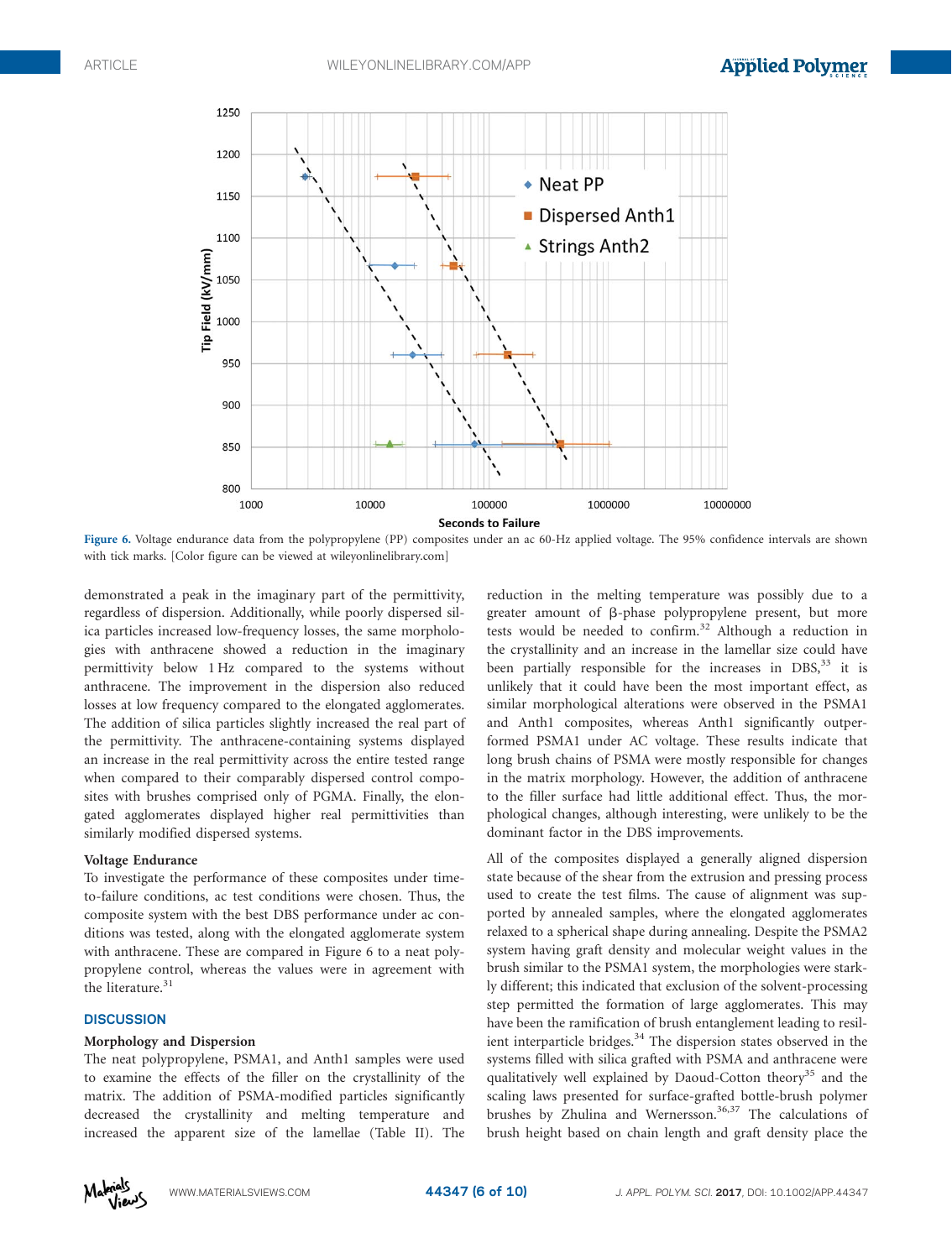Figure 6. Voltage endurance data from the polypropylene (PP) composites under an ac 60-Hz applied voltage. The 95% confidence intervals are shown with tick marks. [Color figure can be viewed at wileyonlinelibrary.com]

demonstrated a peak in the imaginary part of the permittivity, regardless of dispersion. Additionally, while poorly dispersed silica particles increased low-frequency losses, the same morphologies with anthracene showed a reduction in the imaginary permittivity below 1 Hz compared to the systems without anthracene. The improvement in the dispersion also reduced losses at low frequency compared to the elongated agglomerates. The addition of silica particles slightly increased the real part of the permittivity. The anthracene-containing systems displayed an increase in the real permittivity across the entire tested range when compared to their comparably dispersed control composites with brushes comprised only of PGMA. Finally, the elongated agglomerates displayed higher real permittivities than similarly modified dispersed systems.

### Voltage Endurance

To investigate the performance of these composites under time-to-failure conditions, ac test conditions were chosen. Thus, the composite system with the best DBS performance under ac conditions was tested, along with the elongated agglomerate system with anthracene. These are compared in Figure 6 to a neat polypropylene control, whereas the values were in agreement with the literature.[31]

## DISCUSSION

### Morphology and Dispersion

The neat polypropylene, PSMA1, and Anth1 samples were used to examine the effects of the filler on the crystallinity of the matrix. The addition of PSMA-modified particles significantly decreased the crystallinity and melting temperature and increased the apparent size of the lamellae (Table II). The reduction in the melting temperature was possibly due to a greater amount of β-phase polypropylene present, but more tests would be needed to confirm.[32] Although a reduction in the crystallinity and an increase in the lamellar size could have been partially responsible for the increases in DBS,[33] it is unlikely that it could have been the most important effect, as similar morphological alterations were observed in the PSMA1 and Anth1 composites, whereas Anth1 significantly outperformed PSMA1 under AC voltage. These results indicate that long brush chains of PSMA were mostly responsible for changes in the matrix morphology. However, the addition of anthracene to the filler surface had little additional effect. Thus, the morphological changes, although interesting, were unlikely to be the dominant factor in the DBS improvements.

All of the composites displayed a generally aligned dispersion state because of the shear from the extrusion and pressing process used to create the test films. The cause of alignment was supported by annealed samples, where the elongated agglomerates relaxed to a spherical shape during annealing. Despite the PSMA2 system having graft density and molecular weight values in the brush similar to the PSMA1 system, the morphologies were starkly different; this indicated that exclusion of the solvent-processing step permitted the formation of large agglomerates. This may have been the ramification of brush entanglement leading to resilient interparticle bridges.[34] The dispersion states observed in the systems filled with silica grafted with PSMA and anthracene were qualitatively well explained by Daoud-Cotton theory[35] and the scaling laws presented for surface-grafted bottle-brush polymer brushes by Zhulina and Wernersson.[36,37] The calculations of brush height based on chain length and graft density place the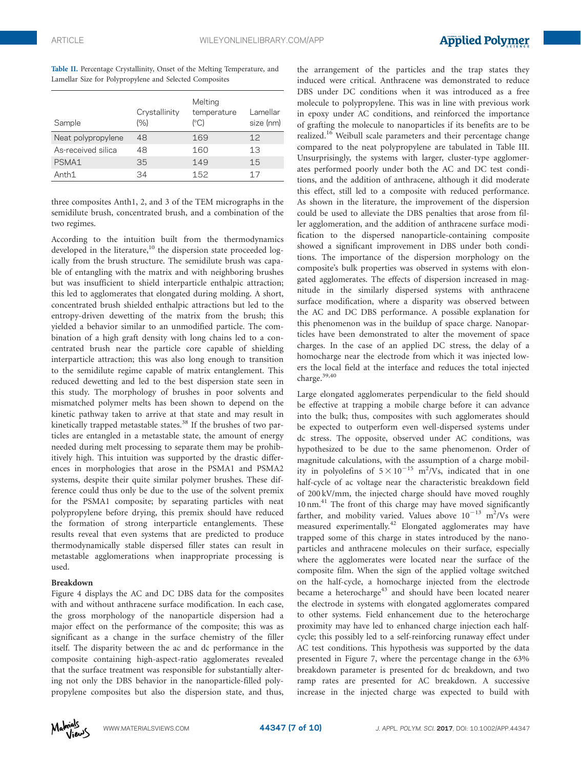**Table II.** Percentage Crystallinity, Onset of the Melting Temperature, and Lamellar Size for Polypropylene and Selected Composites

| Sample | Crystallinity (%) | Melting temperature (°C) | Lamellar size (nm) |
|---|---|---|---|
| Neat polypropylene | 48 | 169 | 12 |
| As-received silica | 48 | 160 | 13 |
| PSMA1 | 35 | 149 | 15 |
| Anth1 | 34 | 152 | 17 |

three composites Anth1, 2, and 3 of the TEM micrographs in the semidilute brush, concentrated brush, and a combination of the two regimes.

According to the intuition built from the thermodynamics developed in the literature,[10] the dispersion state proceeded logically from the brush structure. The semidilute brush was capable of entangling with the matrix and with neighboring brushes but was insufficient to shield interparticle enthalpic attraction; this led to agglomerates that elongated during molding. A short, concentrated brush shielded enthalpic attractions but led to the entropy-driven dewetting of the matrix from the brush; this yielded a behavior similar to an unmodified particle. The combination of a high graft density with long chains led to a concentrated brush near the particle core capable of shielding interparticle attraction; this was also long enough to transition to the semidilute regime capable of matrix entanglement. This reduced dewetting and led to the best dispersion state seen in this study. The morphology of brushes in poor solvents and mismatched polymer melts has been shown to depend on the kinetic pathway taken to arrive at that state and may result in kinetically trapped metastable states.[38] If the brushes of two particles are entangled in a metastable state, the amount of energy needed during melt processing to separate them may be prohibitively high. This intuition was supported by the drastic differences in morphologies that arose in the PSMA1 and PSMA2 systems, despite their quite similar polymer brushes. These difference could thus only be due to the use of the solvent premix for the PSMA1 composite; by separating particles with neat polypropylene before drying, this premix should have reduced the formation of strong interparticle entanglements. These results reveal that even systems that are predicted to produce thermodynamically stable dispersed filler states can result in metastable agglomerations when inappropriate processing is used.

### Breakdown

Figure 4 displays the AC and DC DBS data for the composites with and without anthracene surface modification. In each case, the gross morphology of the nanoparticle dispersion had a major effect on the performance of the composite; this was as significant as a change in the surface chemistry of the filler itself. The disparity between the ac and dc performance in the composite containing high-aspect-ratio agglomerates revealed that the surface treatment was responsible for substantially altering not only the DBS behavior in the nanoparticle-filled polypropylene composites but also the dispersion state, and thus, the arrangement of the particles and the trap states they induced were critical. Anthracene was demonstrated to reduce DBS under DC conditions when it was introduced as a free molecule to polypropylene. This was in line with previous work in epoxy under AC conditions, and reinforced the importance of grafting the molecule to nanoparticles if its benefits are to be realized.[16] Weibull scale parameters and their percentage change compared to the neat polypropylene are tabulated in Table III. Unsurprisingly, the systems with larger, cluster-type agglomerates performed poorly under both the AC and DC test conditions, and the addition of anthracene, although it did moderate this effect, still led to a composite with reduced performance. As shown in the literature, the improvement of the dispersion could be used to alleviate the DBS penalties that arose from filler agglomeration, and the addition of anthracene surface modification to the dispersed nanoparticle-containing composite showed a significant improvement in DBS under both conditions. The importance of the dispersion morphology on the composite's bulk properties was observed in systems with elongated agglomerates. The effects of dispersion increased in magnitude in the similarly dispersed systems with anthracene surface modification, where a disparity was observed between the AC and DC DBS performance. A possible explanation for this phenomenon was in the buildup of space charge. Nanoparticles have been demonstrated to alter the movement of space charges. In the case of an applied DC stress, the delay of a homocharge near the electrode from which it was injected lowers the local field at the interface and reduces the total injected charge.[39,40]

Large elongated agglomerates perpendicular to the field should be effective at trapping a mobile charge before it can advance into the bulk; thus, composites with such agglomerates should be expected to outperform even well-dispersed systems under dc stress. The opposite, observed under AC conditions, was hypothesized to be due to the same phenomenon. Order of magnitude calculations, with the assumption of a charge mobility in polyolefins of $5 \times 10^{-15}$ m$^2$/Vs, indicated that in one half-cycle of ac voltage near the characteristic breakdown field of 200 kV/mm, the injected charge should have moved roughly 10 nm.[41] The front of this charge may have moved significantly farther, and mobility varied. Values above $10^{-13}$ m$^2$/Vs were measured experimentally.[42] Elongated agglomerates may have trapped some of this charge in states introduced by the nanoparticles and anthracene molecules on their surface, especially where the agglomerates were located near the surface of the composite film. When the sign of the applied voltage switched on the half-cycle, a homocharge injected from the electrode became a heterocharge[43] and should have been located nearer the electrode in systems with elongated agglomerates compared to other systems. Field enhancement due to the heterocharge proximity may have led to enhanced charge injection each half-cycle; this possibly led to a self-reinforcing runaway effect under AC test conditions. This hypothesis was supported by the data presented in Figure 7, where the percentage change in the 63% breakdown parameter is presented for dc breakdown, and two ramp rates are presented for AC breakdown. A successive increase in the injected charge was expected to build with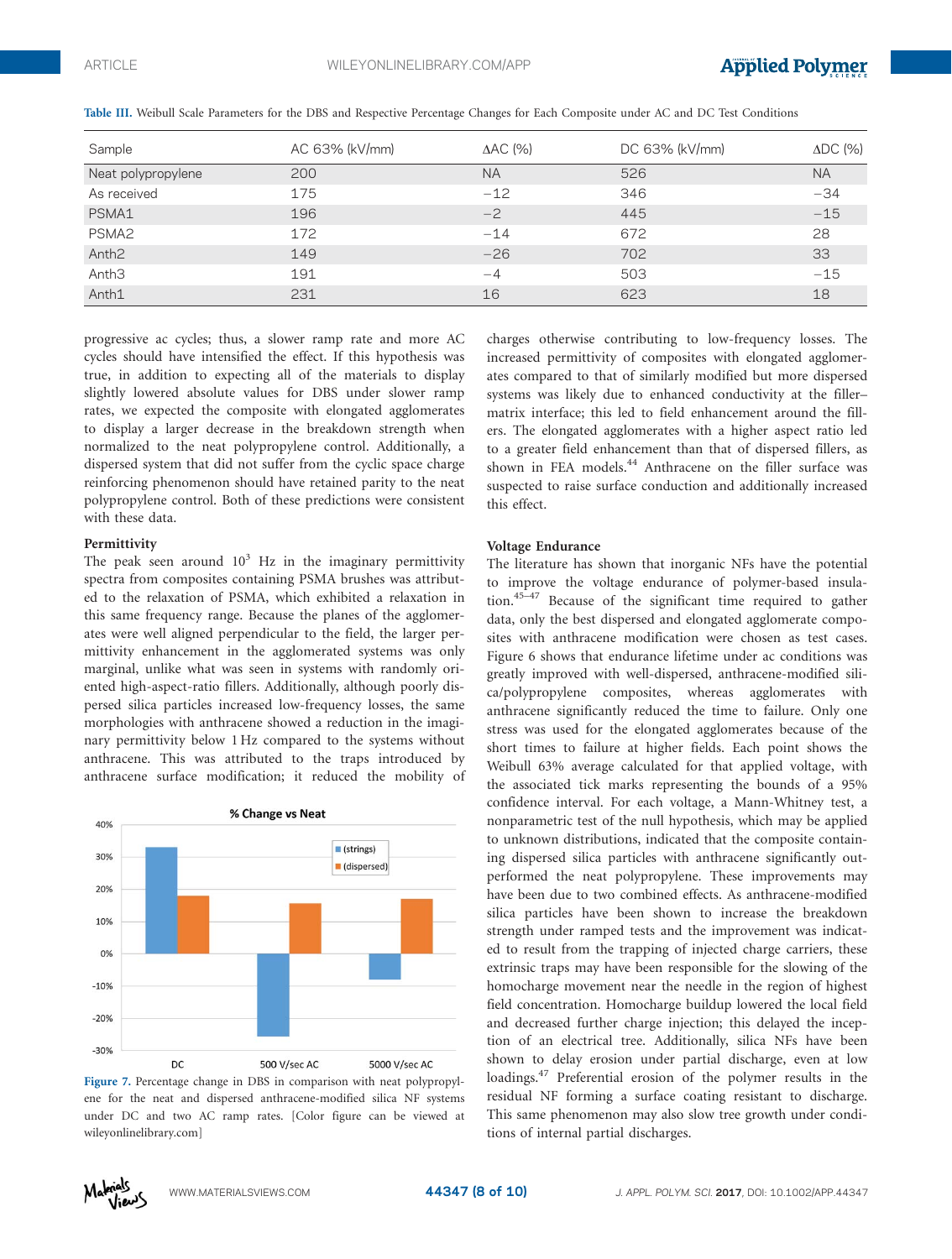**Table III.** Weibull Scale Parameters for the DBS and Respective Percentage Changes for Each Composite under AC and DC Test Conditions

| Sample | AC 63% (kV/mm) | ΔAC (%) | DC 63% (kV/mm) | ΔDC (%) |
|---|---|---|---|---|
| Neat polypropylene | 200 | NA | 526 | NA |
| As received | 175 | −12 | 346 | −34 |
| PSMA1 | 196 | −2 | 445 | −15 |
| PSMA2 | 172 | −14 | 672 | 28 |
| Anth2 | 149 | −26 | 702 | 33 |
| Anth3 | 191 | −4 | 503 | −15 |
| Anth1 | 231 | 16 | 623 | 18 |

progressive ac cycles; thus, a slower ramp rate and more AC cycles should have intensified the effect. If this hypothesis was true, in addition to expecting all of the materials to display slightly lowered absolute values for DBS under slower ramp rates, we expected the composite with elongated agglomerates to display a larger decrease in the breakdown strength when normalized to the neat polypropylene control. Additionally, a dispersed system that did not suffer from the cyclic space charge reinforcing phenomenon should have retained parity to the neat polypropylene control. Both of these predictions were consistent with these data.

### Permittivity

The peak seen around $10^3$ Hz in the imaginary permittivity spectra from composites containing PSMA brushes was attributed to the relaxation of PSMA, which exhibited a relaxation in this same frequency range. Because the planes of the agglomerates were well aligned perpendicular to the field, the larger permittivity enhancement in the agglomerated systems was only marginal, unlike what was seen in systems with randomly oriented high-aspect-ratio fillers. Additionally, although poorly dispersed silica particles increased low-frequency losses, the same morphologies with anthracene showed a reduction in the imaginary permittivity below 1 Hz compared to the systems without anthracene. This was attributed to the traps introduced by anthracene surface modification; it reduced the mobility of charges otherwise contributing to low-frequency losses. The increased permittivity of composites with elongated agglomerates compared to that of similarly modified but more dispersed systems was likely due to enhanced conductivity at the filler–matrix interface; this led to field enhancement around the fillers. The elongated agglomerates with a higher aspect ratio led to a greater field enhancement than that of dispersed fillers, as shown in FEA models.[44] Anthracene on the filler surface was suspected to raise surface conduction and additionally increased this effect.

**Figure 7.** Percentage change in DBS in comparison with neat polypropylene for the neat and dispersed anthracene-modified silica NF systems under DC and two AC ramp rates. [Color figure can be viewed at wileyonlinelibrary.com]

### Voltage Endurance

The literature has shown that inorganic NFs have the potential to improve the voltage endurance of polymer-based insulation.[45–47] Because of the significant time required to gather data, only the best dispersed and elongated agglomerate composites with anthracene modification were chosen as test cases. Figure 6 shows that endurance lifetime under ac conditions was greatly improved with well-dispersed, anthracene-modified silica/polypropylene composites, whereas agglomerates with anthracene significantly reduced the time to failure. Only one stress was used for the elongated agglomerates because of the short times to failure at higher fields. Each point shows the Weibull 63% average calculated for that applied voltage, with the associated tick marks representing the bounds of a 95% confidence interval. For each voltage, a Mann-Whitney test, a nonparametric test of the null hypothesis, which may be applied to unknown distributions, indicated that the composite containing dispersed silica particles with anthracene significantly outperformed the neat polypropylene. These improvements may have been due to two combined effects. As anthracene-modified silica particles have been shown to increase the breakdown strength under ramped tests and the improvement was indicated to result from the trapping of injected charge carriers, these extrinsic traps may have been responsible for the slowing of the homocharge movement near the needle in the region of highest field concentration. Homocharge buildup lowered the local field and decreased further charge injection; this delayed the inception of an electrical tree. Additionally, silica NFs have been shown to delay erosion under partial discharge, even at low loadings.[47] Preferential erosion of the polymer results in the residual NF forming a surface coating resistant to discharge. This same phenomenon may also slow tree growth under conditions of internal partial discharges.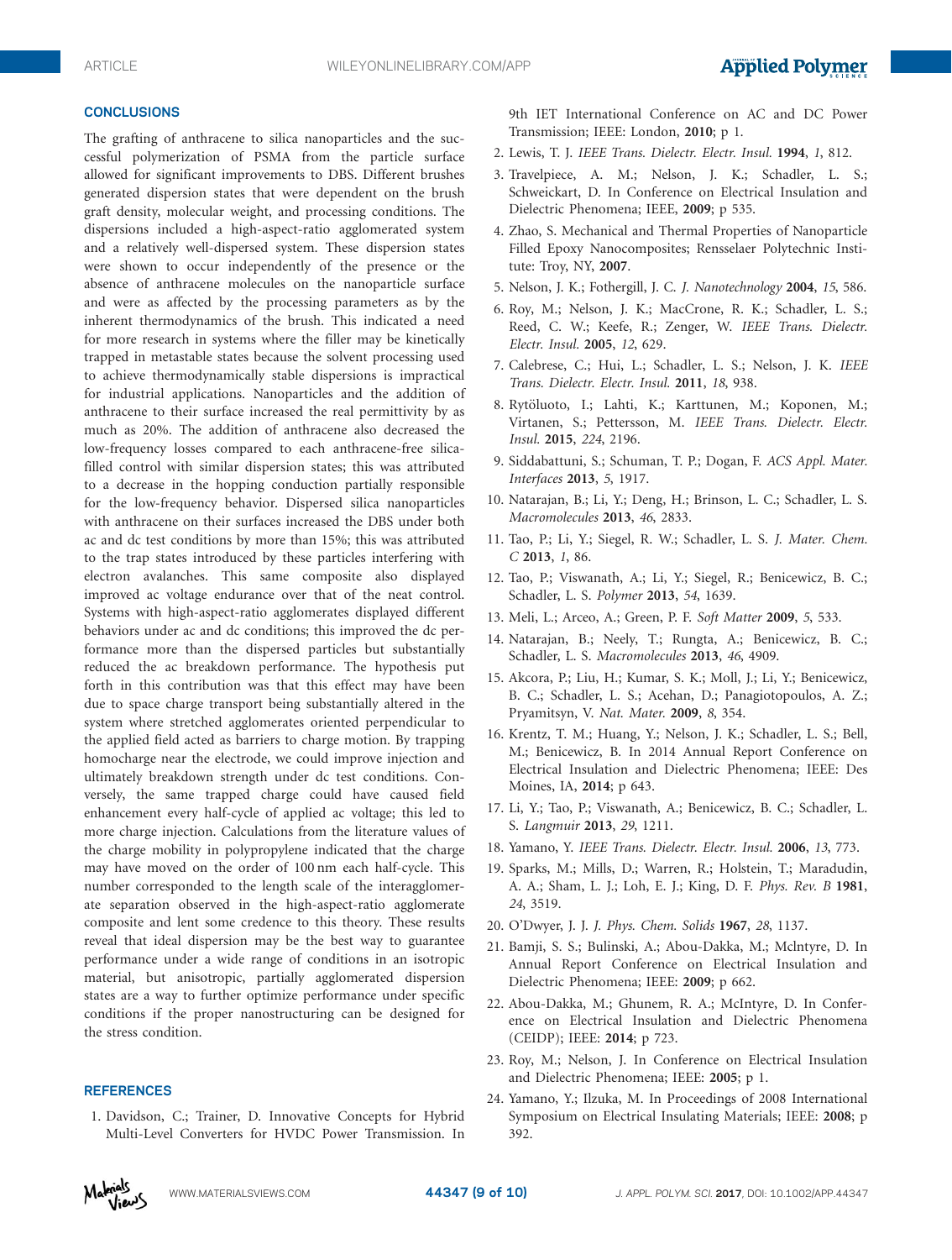## CONCLUSIONS

The grafting of anthracene to silica nanoparticles and the successful polymerization of PSMA from the particle surface allowed for significant improvements to DBS. Different brushes generated dispersion states that were dependent on the brush graft density, molecular weight, and processing conditions. The dispersions included a high-aspect-ratio agglomerated system and a relatively well-dispersed system. These dispersion states were shown to occur independently of the presence or the absence of anthracene molecules on the nanoparticle surface and were as affected by the processing parameters as by the inherent thermodynamics of the brush. This indicated a need for more research in systems where the filler may be kinetically trapped in metastable states because the solvent processing used to achieve thermodynamically stable dispersions is impractical for industrial applications. Nanoparticles and the addition of anthracene to their surface increased the real permittivity by as much as 20%. The addition of anthracene also decreased the low-frequency losses compared to each anthracene-free silica-filled control with similar dispersion states; this was attributed to a decrease in the hopping conduction partially responsible for the low-frequency behavior. Dispersed silica nanoparticles with anthracene on their surfaces increased the DBS under both ac and dc test conditions by more than 15%; this was attributed to the trap states introduced by these particles interfering with electron avalanches. This same composite also displayed improved ac voltage endurance over that of the neat control. Systems with high-aspect-ratio agglomerates displayed different behaviors under ac and dc conditions; this improved the dc performance more than the dispersed particles but substantially reduced the ac breakdown performance. The hypothesis put forth in this contribution was that this effect may have been due to space charge transport being substantially altered in the system where stretched agglomerates oriented perpendicular to the applied field acted as barriers to charge motion. By trapping homocharge near the electrode, we could improve injection and ultimately breakdown strength under dc test conditions. Conversely, the same trapped charge could have caused field enhancement every half-cycle of applied ac voltage; this led to more charge injection. Calculations from the literature values of the charge mobility in polypropylene indicated that the charge may have moved on the order of 100 nm each half-cycle. This number corresponded to the length scale of the interagglomerate separation observed in the high-aspect-ratio agglomerate composite and lent some credence to this theory. These results reveal that ideal dispersion may be the best way to guarantee performance under a wide range of conditions in an isotropic material, but anisotropic, partially agglomerated dispersion states are a way to further optimize performance under specific conditions if the proper nanostructuring can be designed for the stress condition.

## REFERENCES

1. Davidson, C.; Trainer, D. Innovative Concepts for Hybrid Multi-Level Converters for HVDC Power Transmission. In 9th IET International Conference on AC and DC Power Transmission; IEEE: London, **2010**; p 1.
2. Lewis, T. J. *IEEE Trans. Dielectr. Electr. Insul.* **1994**, *1*, 812.
3. Travelpiece, A. M.; Nelson, J. K.; Schadler, L. S.; Schweickart, D. In Conference on Electrical Insulation and Dielectric Phenomena; IEEE, **2009**; p 535.
4. Zhao, S. Mechanical and Thermal Properties of Nanoparticle Filled Epoxy Nanocomposites; Rensselaer Polytechnic Institute: Troy, NY, **2007**.
5. Nelson, J. K.; Fothergill, J. C. *J. Nanotechnology* **2004**, *15*, 586.
6. Roy, M.; Nelson, J. K.; MacCrone, R. K.; Schadler, L. S.; Reed, C. W.; Keefe, R.; Zenger, W. *IEEE Trans. Dielectr. Electr. Insul.* **2005**, *12*, 629.
7. Calebrese, C.; Hui, L.; Schadler, L. S.; Nelson, J. K. *IEEE Trans. Dielectr. Electr. Insul.* **2011**, *18*, 938.
8. Rytöluoto, I.; Lahti, K.; Karttunen, M.; Koponen, M.; Virtanen, S.; Pettersson, M. *IEEE Trans. Dielectr. Electr. Insul.* **2015**, *224*, 2196.
9. Siddabattuni, S.; Schuman, T. P.; Dogan, F. *ACS Appl. Mater. Interfaces* **2013**, *5*, 1917.
10. Natarajan, B.; Li, Y.; Deng, H.; Brinson, L. C.; Schadler, L. S. *Macromolecules* **2013**, *46*, 2833.
11. Tao, P.; Li, Y.; Siegel, R. W.; Schadler, L. S. *J. Mater. Chem. C* **2013**, *1*, 86.
12. Tao, P.; Viswanath, A.; Li, Y.; Siegel, R.; Benicewicz, B. C.; Schadler, L. S. *Polymer* **2013**, *54*, 1639.
13. Meli, L.; Arceo, A.; Green, P. F. *Soft Matter* **2009**, *5*, 533.
14. Natarajan, B.; Neely, T.; Rungta, A.; Benicewicz, B. C.; Schadler, L. S. *Macromolecules* **2013**, *46*, 4909.
15. Akcora, P.; Liu, H.; Kumar, S. K.; Moll, J.; Li, Y.; Benicewicz, B. C.; Schadler, L. S.; Acehan, D.; Panagiotopoulos, A. Z.; Pryamitsyn, V. *Nat. Mater.* **2009**, *8*, 354.
16. Krentz, T. M.; Huang, Y.; Nelson, J. K.; Schadler, L. S.; Bell, M.; Benicewicz, B. In 2014 Annual Report Conference on Electrical Insulation and Dielectric Phenomena; IEEE: Des Moines, IA, **2014**; p 643.
17. Li, Y.; Tao, P.; Viswanath, A.; Benicewicz, B. C.; Schadler, L. S. *Langmuir* **2013**, *29*, 1211.
18. Yamano, Y. *IEEE Trans. Dielectr. Electr. Insul.* **2006**, *13*, 773.
19. Sparks, M.; Mills, D.; Warren, R.; Holstein, T.; Maradudin, A. A.; Sham, L. J.; Loh, E. J.; King, D. F. *Phys. Rev. B* **1981**, *24*, 3519.
20. O'Dwyer, J. J. *J. Phys. Chem. Solids* **1967**, *28*, 1137.
21. Bamji, S. S.; Bulinski, A.; Abou-Dakka, M.; McIntyre, D. In Annual Report Conference on Electrical Insulation and Dielectric Phenomena; IEEE: **2009**; p 662.
22. Abou-Dakka, M.; Ghunem, R. A.; McIntyre, D. In Conference on Electrical Insulation and Dielectric Phenomena (CEIDP); IEEE: **2014**; p 723.
23. Roy, M.; Nelson, J. In Conference on Electrical Insulation and Dielectric Phenomena; IEEE: **2005**; p 1.
24. Yamano, Y.; Ilzuka, M. In Proceedings of 2008 International Symposium on Electrical Insulating Materials; IEEE: **2008**; p 392.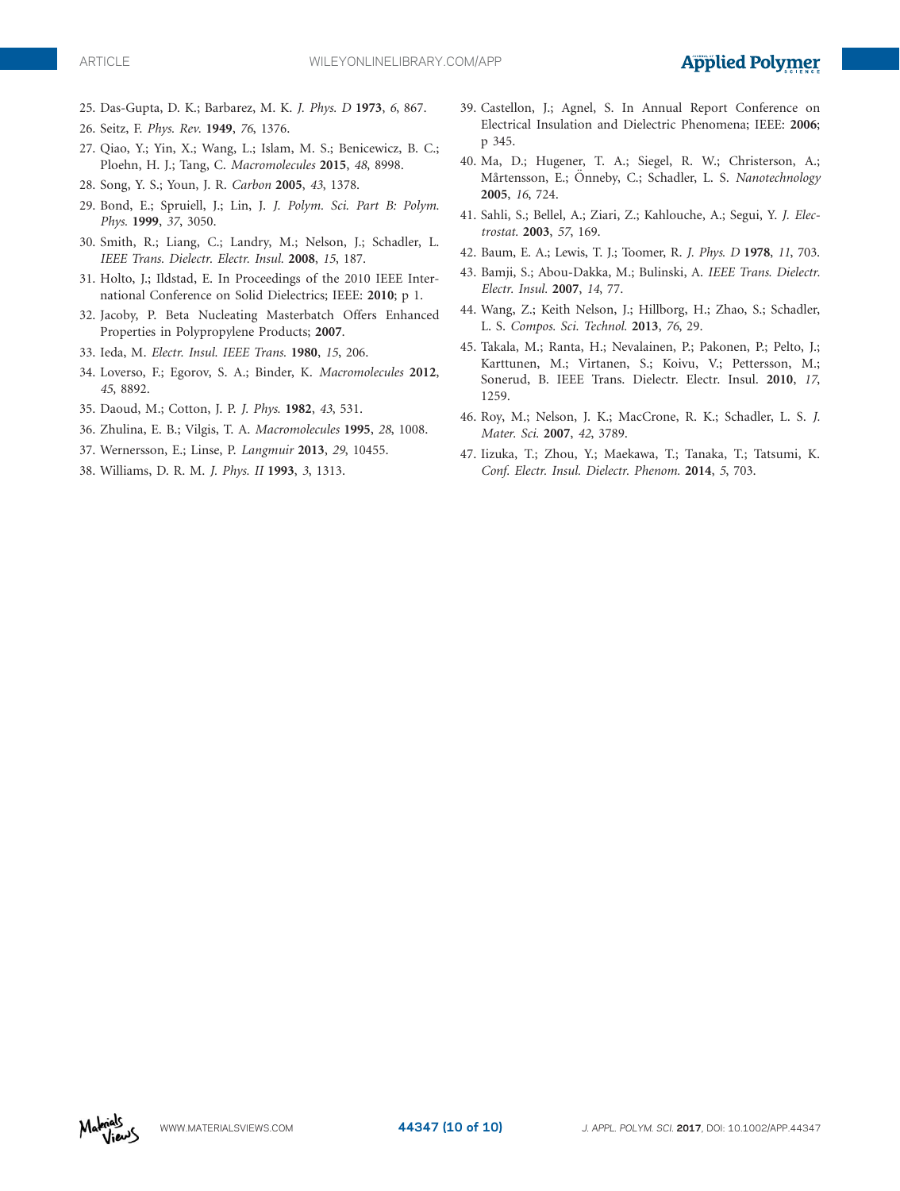25. Das-Gupta, D. K.; Barbarez, M. K. *J. Phys. D* **1973**, *6*, 867.
26. Seitz, F. *Phys. Rev.* **1949**, *76*, 1376.
27. Qiao, Y.; Yin, X.; Wang, L.; Islam, M. S.; Benicewicz, B. C.; Ploehn, H. J.; Tang, C. *Macromolecules* **2015**, *48*, 8998.
28. Song, Y. S.; Youn, J. R. *Carbon* **2005**, *43*, 1378.
29. Bond, E.; Spruiell, J.; Lin, J. *J. Polym. Sci. Part B: Polym. Phys.* **1999**, *37*, 3050.
30. Smith, R.; Liang, C.; Landry, M.; Nelson, J.; Schadler, L. *IEEE Trans. Dielectr. Electr. Insul.* **2008**, *15*, 187.
31. Holto, J.; Ildstad, E. In Proceedings of the 2010 IEEE International Conference on Solid Dielectrics; IEEE: **2010**; p 1.
32. Jacoby, P. Beta Nucleating Masterbatch Offers Enhanced Properties in Polypropylene Products; **2007**.
33. Ieda, M. *Electr. Insul. IEEE Trans.* **1980**, *15*, 206.
34. Loverso, F.; Egorov, S. A.; Binder, K. *Macromolecules* **2012**, *45*, 8892.
35. Daoud, M.; Cotton, J. P. *J. Phys.* **1982**, *43*, 531.
36. Zhulina, E. B.; Vilgis, T. A. *Macromolecules* **1995**, *28*, 1008.
37. Wernersson, E.; Linse, P. *Langmuir* **2013**, *29*, 10455.
38. Williams, D. R. M. *J. Phys. II* **1993**, *3*, 1313.
39. Castellon, J.; Agnel, S. In Annual Report Conference on Electrical Insulation and Dielectric Phenomena; IEEE: **2006**; p 345.
40. Ma, D.; Hugener, T. A.; Siegel, R. W.; Christerson, A.; Mårtensson, E.; Önneby, C.; Schadler, L. S. *Nanotechnology* **2005**, *16*, 724.
41. Sahli, S.; Bellel, A.; Ziari, Z.; Kahlouche, A.; Segui, Y. *J. Electrostat.* **2003**, *57*, 169.
42. Baum, E. A.; Lewis, T. J.; Toomer, R. *J. Phys. D* **1978**, *11*, 703.
43. Bamji, S.; Abou-Dakka, M.; Bulinski, A. *IEEE Trans. Dielectr. Electr. Insul.* **2007**, *14*, 77.
44. Wang, Z.; Keith Nelson, J.; Hillborg, H.; Zhao, S.; Schadler, L. S. *Compos. Sci. Technol.* **2013**, *76*, 29.
45. Takala, M.; Ranta, H.; Nevalainen, P.; Pakonen, P.; Pelto, J.; Karttunen, M.; Virtanen, S.; Koivu, V.; Pettersson, M.; Sonerud, B. IEEE Trans. Dielectr. Electr. Insul. **2010**, *17*, 1259.
46. Roy, M.; Nelson, J. K.; MacCrone, R. K.; Schadler, L. S. *J. Mater. Sci.* **2007**, *42*, 3789.
47. Iizuka, T.; Zhou, Y.; Maekawa, T.; Tanaka, T.; Tatsumi, K. *Conf. Electr. Insul. Dielectr. Phenom.* **2014**, *5*, 703.